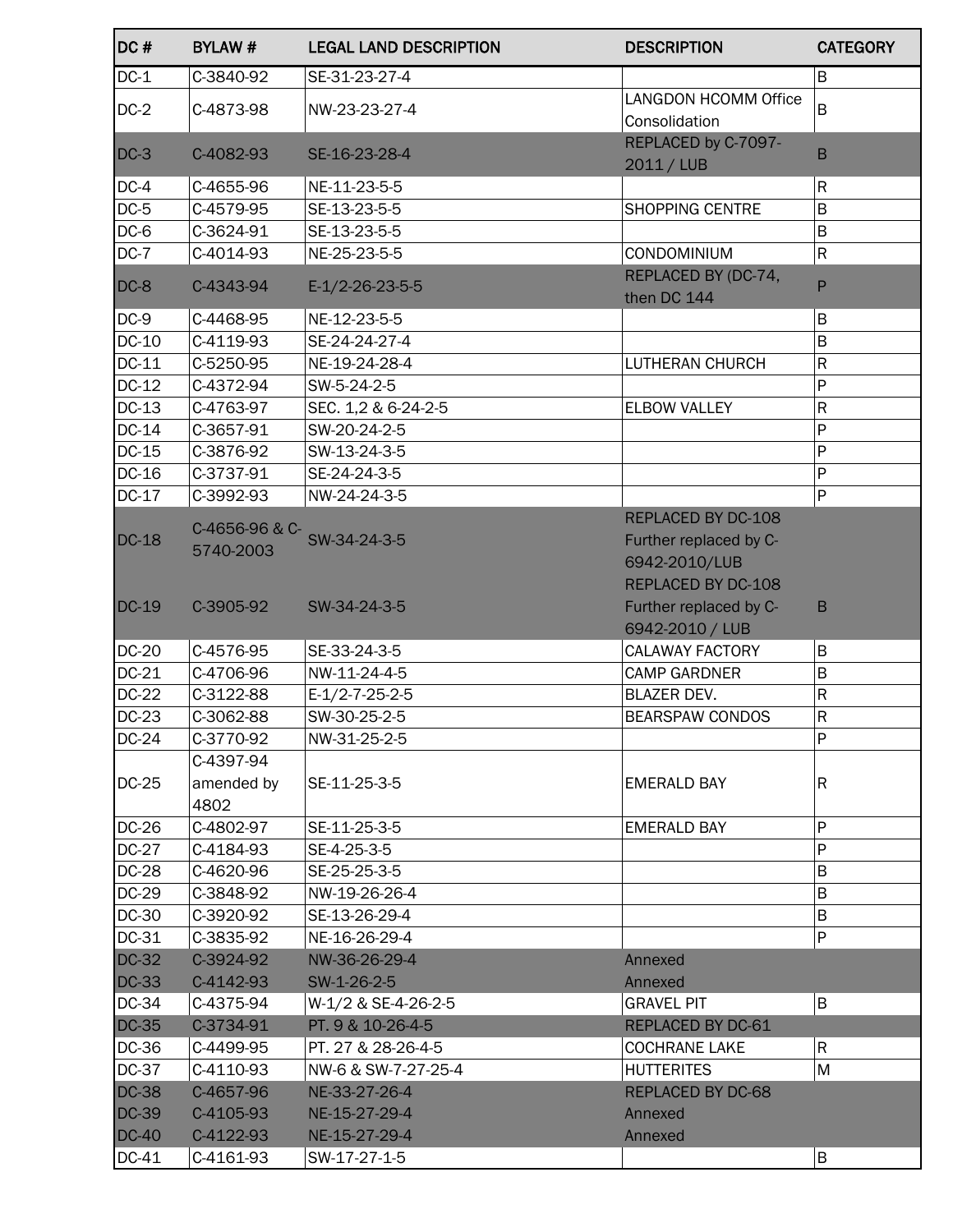| DC # | BYLAW # | LEGAL LAND DESCRIPTION | DESCRIPTION | CATEGORY |
|---|---|---|---|---|
| DC-1 | C-3840-92 | SE-31-23-27-4 | | B |
| DC-2 | C-4873-98 | NW-23-23-27-4 | LANGDON HCOMM Office Consolidation | B |
| DC-3 | C-4082-93 | SE-16-23-28-4 | REPLACED by C-7097-2011 / LUB | B |
| DC-4 | C-4655-96 | NE-11-23-5-5 | | R |
| DC-5 | C-4579-95 | SE-13-23-5-5 | SHOPPING CENTRE | B |
| DC-6 | C-3624-91 | SE-13-23-5-5 | | B |
| DC-7 | C-4014-93 | NE-25-23-5-5 | CONDOMINIUM | R |
| DC-8 | C-4343-94 | E-1/2-26-23-5-5 | REPLACED BY (DC-74, then DC 144 | P |
| DC-9 | C-4468-95 | NE-12-23-5-5 | | B |
| DC-10 | C-4119-93 | SE-24-24-27-4 | | B |
| DC-11 | C-5250-95 | NE-19-24-28-4 | LUTHERAN CHURCH | R |
| DC-12 | C-4372-94 | SW-5-24-2-5 | | P |
| DC-13 | C-4763-97 | SEC. 1,2 & 6-24-2-5 | ELBOW VALLEY | R |
| DC-14 | C-3657-91 | SW-20-24-2-5 | | P |
| DC-15 | C-3876-92 | SW-13-24-3-5 | | P |
| DC-16 | C-3737-91 | SE-24-24-3-5 | | P |
| DC-17 | C-3992-93 | NW-24-24-3-5 | | P |
| DC-18 | C-4656-96 & C-5740-2003 | SW-34-24-3-5 | REPLACED BY DC-108 Further replaced by C-6942-2010/LUB | |
| DC-19 | C-3905-92 | SW-34-24-3-5 | REPLACED BY DC-108 Further replaced by C-6942-2010 / LUB | B |
| DC-20 | C-4576-95 | SE-33-24-3-5 | CALAWAY FACTORY | B |
| DC-21 | C-4706-96 | NW-11-24-4-5 | CAMP GARDNER | B |
| DC-22 | C-3122-88 | E-1/2-7-25-2-5 | BLAZER DEV. | R |
| DC-23 | C-3062-88 | SW-30-25-2-5 | BEARSPAW CONDOS | R |
| DC-24 | C-3770-92 | NW-31-25-2-5 | | P |
| DC-25 | C-4397-94 amended by 4802 | SE-11-25-3-5 | EMERALD BAY | R |
| DC-26 | C-4802-97 | SE-11-25-3-5 | EMERALD BAY | P |
| DC-27 | C-4184-93 | SE-4-25-3-5 | | P |
| DC-28 | C-4620-96 | SE-25-25-3-5 | | B |
| DC-29 | C-3848-92 | NW-19-26-26-4 | | B |
| DC-30 | C-3920-92 | SE-13-26-29-4 | | B |
| DC-31 | C-3835-92 | NE-16-26-29-4 | | P |
| DC-32 | C-3924-92 | NW-36-26-29-4 | Annexed | |
| DC-33 | C-4142-93 | SW-1-26-2-5 | Annexed | |
| DC-34 | C-4375-94 | W-1/2 & SE-4-26-2-5 | GRAVEL PIT | B |
| DC-35 | C-3734-91 | PT. 9 & 10-26-4-5 | REPLACED BY DC-61 | |
| DC-36 | C-4499-95 | PT. 27 & 28-26-4-5 | COCHRANE LAKE | R |
| DC-37 | C-4110-93 | NW-6 & SW-7-27-25-4 | HUTTERITES | M |
| DC-38 | C-4657-96 | NE-33-27-26-4 | REPLACED BY DC-68 | |
| DC-39 | C-4105-93 | NE-15-27-29-4 | Annexed | |
| DC-40 | C-4122-93 | NE-15-27-29-4 | Annexed | |
| DC-41 | C-4161-93 | SW-17-27-1-5 | | B |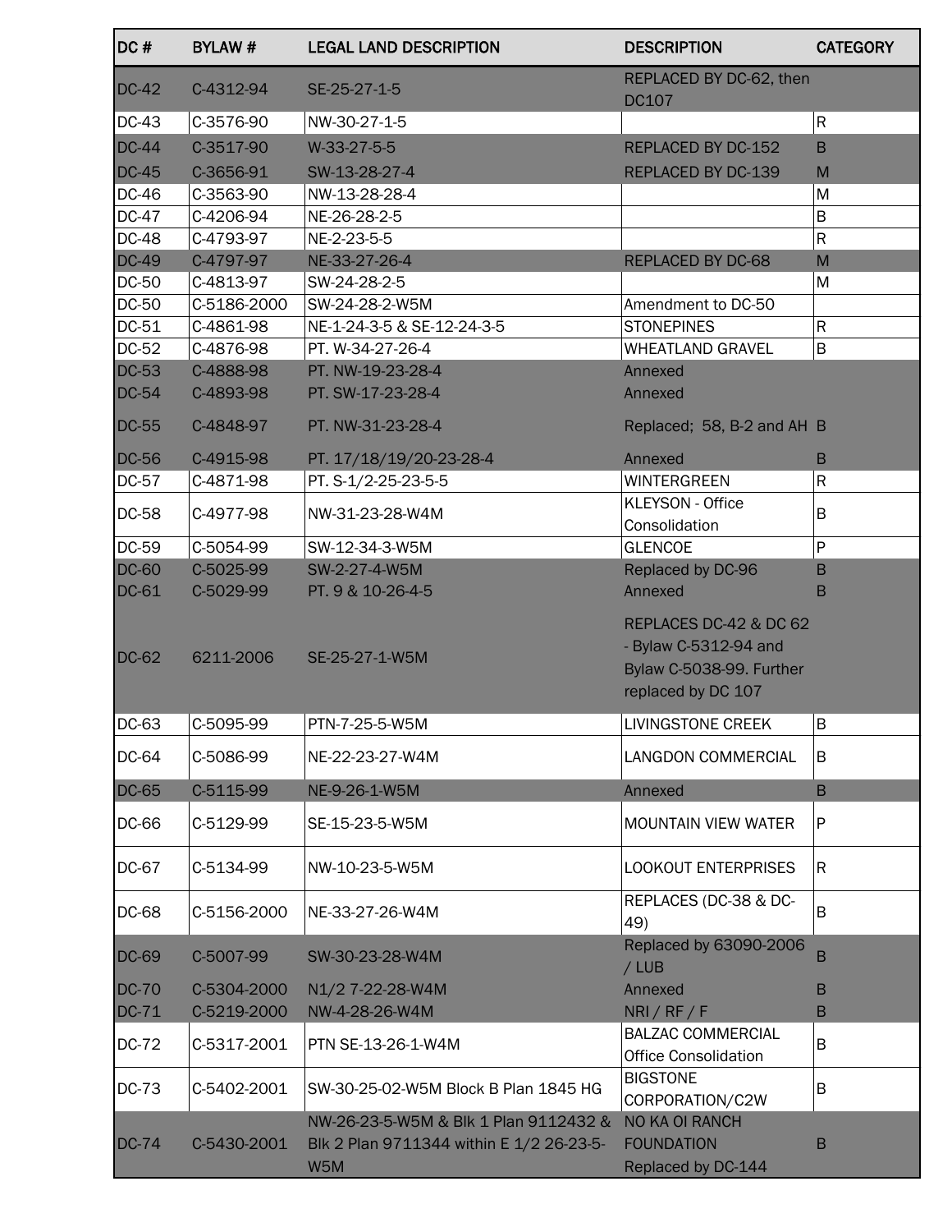| DC # | BYLAW # | LEGAL LAND DESCRIPTION | DESCRIPTION | CATEGORY |
|---|---|---|---|---|
| DC-42 | C-4312-94 | SE-25-27-1-5 | REPLACED BY DC-62, then DC107 | |
| DC-43 | C-3576-90 | NW-30-27-1-5 | | R |
| DC-44 | C-3517-90 | W-33-27-5-5 | REPLACED BY DC-152 | B |
| DC-45 | C-3656-91 | SW-13-28-27-4 | REPLACED BY DC-139 | M |
| DC-46 | C-3563-90 | NW-13-28-28-4 | | M |
| DC-47 | C-4206-94 | NE-26-28-2-5 | | B |
| DC-48 | C-4793-97 | NE-2-23-5-5 | | R |
| DC-49 | C-4797-97 | NE-33-27-26-4 | REPLACED BY DC-68 | M |
| DC-50 | C-4813-97 | SW-24-28-2-5 | | M |
| DC-50 | C-5186-2000 | SW-24-28-2-W5M | Amendment to DC-50 | |
| DC-51 | C-4861-98 | NE-1-24-3-5 & SE-12-24-3-5 | STONEPINES | R |
| DC-52 | C-4876-98 | PT. W-34-27-26-4 | WHEATLAND GRAVEL | B |
| DC-53 | C-4888-98 | PT. NW-19-23-28-4 | Annexed | |
| DC-54 | C-4893-98 | PT. SW-17-23-28-4 | Annexed | |
| DC-55 | C-4848-97 | PT. NW-31-23-28-4 | Replaced; 58, B-2 and AH | B |
| DC-56 | C-4915-98 | PT. 17/18/19/20-23-28-4 | Annexed | B |
| DC-57 | C-4871-98 | PT. S-1/2-25-23-5-5 | WINTERGREEN | R |
| DC-58 | C-4977-98 | NW-31-23-28-W4M | KLEYSON - Office Consolidation | B |
| DC-59 | C-5054-99 | SW-12-34-3-W5M | GLENCOE | P |
| DC-60 | C-5025-99 | SW-2-27-4-W5M | Replaced by DC-96 | B |
| DC-61 | C-5029-99 | PT. 9 & 10-26-4-5 | Annexed | B |
| DC-62 | 6211-2006 | SE-25-27-1-W5M | REPLACES DC-42 & DC 62 - Bylaw C-5312-94 and Bylaw C-5038-99. Further replaced by DC 107 | |
| DC-63 | C-5095-99 | PTN-7-25-5-W5M | LIVINGSTONE CREEK | B |
| DC-64 | C-5086-99 | NE-22-23-27-W4M | LANGDON COMMERCIAL | B |
| DC-65 | C-5115-99 | NE-9-26-1-W5M | Annexed | B |
| DC-66 | C-5129-99 | SE-15-23-5-W5M | MOUNTAIN VIEW WATER | P |
| DC-67 | C-5134-99 | NW-10-23-5-W5M | LOOKOUT ENTERPRISES | R |
| DC-68 | C-5156-2000 | NE-33-27-26-W4M | REPLACES (DC-38 & DC-49) | B |
| DC-69 | C-5007-99 | SW-30-23-28-W4M | Replaced by 63090-2006 / LUB | B |
| DC-70 | C-5304-2000 | N1/2 7-22-28-W4M | Annexed | B |
| DC-71 | C-5219-2000 | NW-4-28-26-W4M | NRI / RF / F | B |
| DC-72 | C-5317-2001 | PTN SE-13-26-1-W4M | BALZAC COMMERCIAL Office Consolidation | B |
| DC-73 | C-5402-2001 | SW-30-25-02-W5M Block B Plan 1845 HG | BIGSTONE CORPORATION/C2W | B |
| DC-74 | C-5430-2001 | NW-26-23-5-W5M & Blk 1 Plan 9112432 & Blk 2 Plan 9711344 within E 1/2 26-23-5-W5M | NO KA OI RANCH FOUNDATION Replaced by DC-144 | B |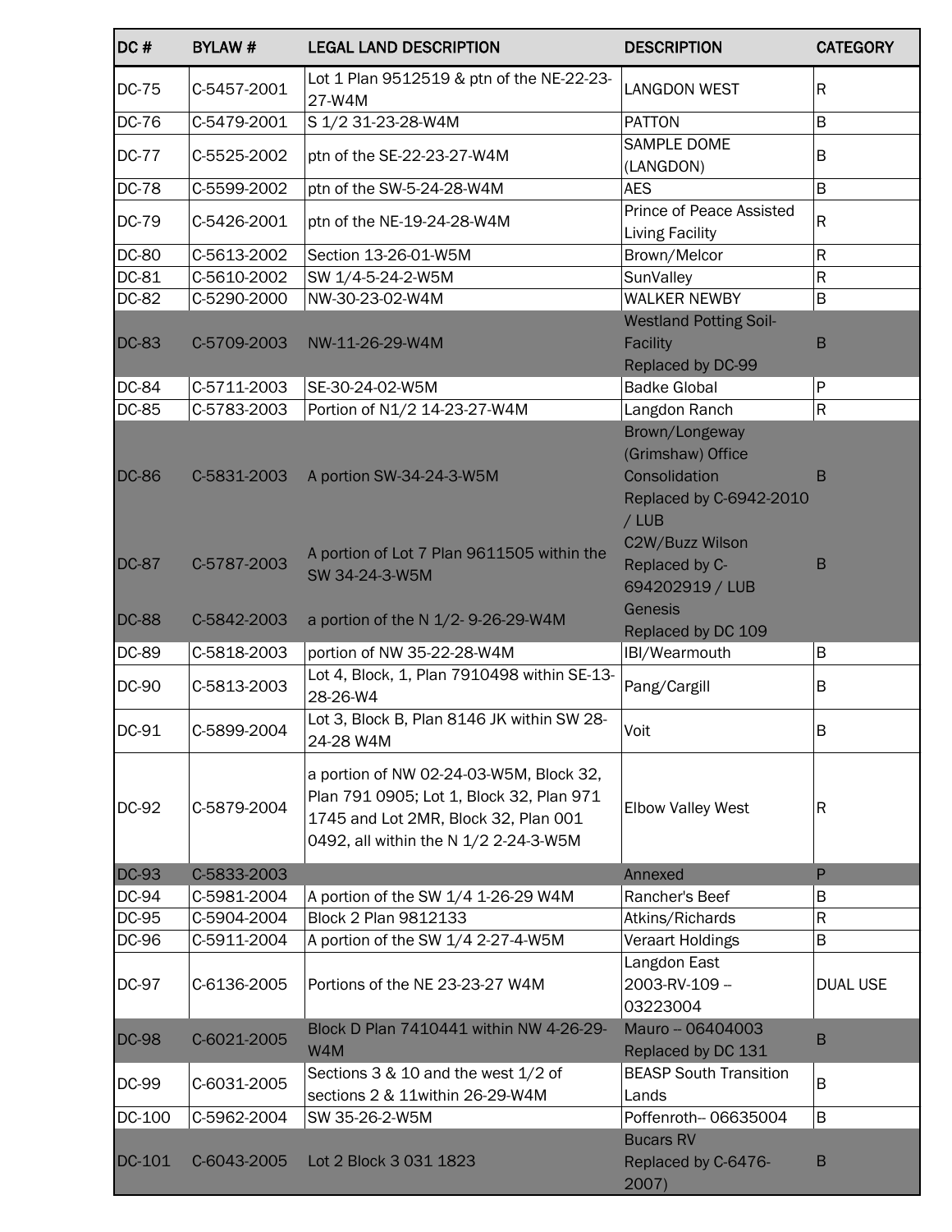| DC # | BYLAW # | LEGAL LAND DESCRIPTION | DESCRIPTION | CATEGORY |
|---|---|---|---|---|
| DC-75 | C-5457-2001 | Lot 1 Plan 9512519 & ptn of the NE-22-23-27-W4M | LANGDON WEST | R |
| DC-76 | C-5479-2001 | S 1/2 31-23-28-W4M | PATTON | B |
| DC-77 | C-5525-2002 | ptn of the SE-22-23-27-W4M | SAMPLE DOME (LANGDON) | B |
| DC-78 | C-5599-2002 | ptn of the SW-5-24-28-W4M | AES | B |
| DC-79 | C-5426-2001 | ptn of the NE-19-24-28-W4M | Prince of Peace Assisted Living Facility | R |
| DC-80 | C-5613-2002 | Section 13-26-01-W5M | Brown/Melcor | R |
| DC-81 | C-5610-2002 | SW 1/4-5-24-2-W5M | SunValley | R |
| DC-82 | C-5290-2000 | NW-30-23-02-W4M | WALKER NEWBY | B |
| DC-83 | C-5709-2003 | NW-11-26-29-W4M | Westland Potting Soil-Facility Replaced by DC-99 | B |
| DC-84 | C-5711-2003 | SE-30-24-02-W5M | Badke Global | P |
| DC-85 | C-5783-2003 | Portion of N1/2 14-23-27-W4M | Langdon Ranch | R |
| DC-86 | C-5831-2003 | A portion SW-34-24-3-W5M | Brown/Longeway (Grimshaw) Office Consolidation Replaced by C-6942-2010 / LUB | B |
| DC-87 | C-5787-2003 | A portion of Lot 7 Plan 9611505 within the SW 34-24-3-W5M | C2W/Buzz Wilson Replaced by C-694202919 / LUB | B |
| DC-88 | C-5842-2003 | a portion of the N 1/2- 9-26-29-W4M | Genesis Replaced by DC 109 | |
| DC-89 | C-5818-2003 | portion of NW 35-22-28-W4M | IBI/Wearmouth | B |
| DC-90 | C-5813-2003 | Lot 4, Block, 1, Plan 7910498 within SE-13-28-26-W4 | Pang/Cargill | B |
| DC-91 | C-5899-2004 | Lot 3, Block B, Plan 8146 JK within SW 28-24-28 W4M | Voit | B |
| DC-92 | C-5879-2004 | a portion of NW 02-24-03-W5M, Block 32, Plan 791 0905; Lot 1, Block 32, Plan 971 1745 and Lot 2MR, Block 32, Plan 001 0492, all within the N 1/2 2-24-3-W5M | Elbow Valley West | R |
| DC-93 | C-5833-2003 | | Annexed | P |
| DC-94 | C-5981-2004 | A portion of the SW 1/4 1-26-29 W4M | Rancher's Beef | B |
| DC-95 | C-5904-2004 | Block 2 Plan 9812133 | Atkins/Richards | R |
| DC-96 | C-5911-2004 | A portion of the SW 1/4 2-27-4-W5M | Veraart Holdings | B |
| DC-97 | C-6136-2005 | Portions of the NE 23-23-27 W4M | Langdon East 2003-RV-109 -- 03223004 | DUAL USE |
| DC-98 | C-6021-2005 | Block D Plan 7410441 within NW 4-26-29-W4M | Mauro -- 06404003 Replaced by DC 131 | B |
| DC-99 | C-6031-2005 | Sections 3 & 10 and the west 1/2 of sections 2 & 11within 26-29-W4M | BEASP South Transition Lands | B |
| DC-100 | C-5962-2004 | SW 35-26-2-W5M | Poffenroth-- 06635004 | B |
| DC-101 | C-6043-2005 | Lot 2 Block 3 031 1823 | Bucars RV Replaced by C-6476-2007) | B |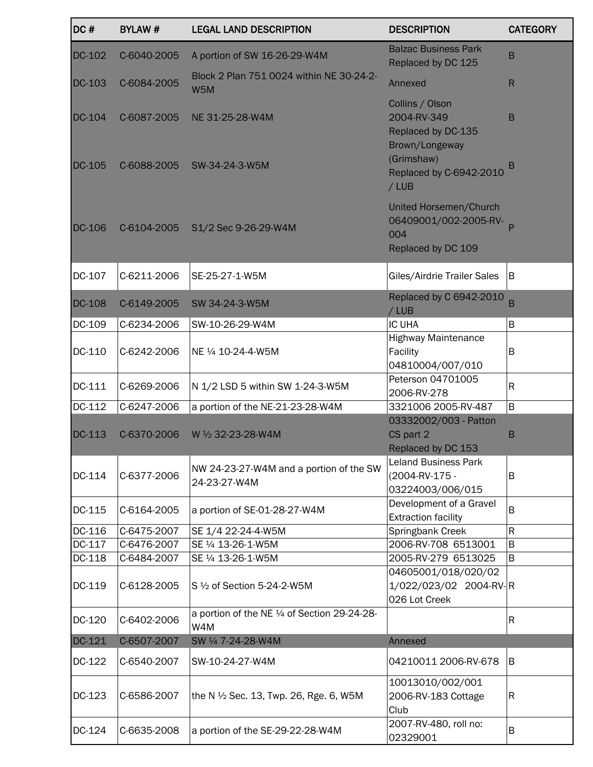| DC # | BYLAW # | LEGAL LAND DESCRIPTION | DESCRIPTION | CATEGORY |
|---|---|---|---|---|
| DC-102 | C-6040-2005 | A portion of SW 16-26-29-W4M | Balzac Business Park Replaced by DC 125 | B |
| DC-103 | C-6084-2005 | Block 2 Plan 751 0024 within NE 30-24-2-W5M | Annexed | R |
| DC-104 | C-6087-2005 | NE 31-25-28-W4M | Collins / Olson 2004-RV-349 Replaced by DC-135 | B |
| DC-105 | C-6088-2005 | SW-34-24-3-W5M | Brown/Longeway (Grimshaw) Replaced by C-6942-2010 / LUB | B |
| DC-106 | C-6104-2005 | S1/2 Sec 9-26-29-W4M | United Horsemen/Church 06409001/002-2005-RV-004 Replaced by DC 109 | P |
| DC-107 | C-6211-2006 | SE-25-27-1-W5M | Giles/Airdrie Trailer Sales | B |
| DC-108 | C-6149-2005 | SW 34-24-3-W5M | Replaced by C 6942-2010 / LUB | B |
| DC-109 | C-6234-2006 | SW-10-26-29-W4M | IC UHA | B |
| DC-110 | C-6242-2006 | NE ¼ 10-24-4-W5M | Highway Maintenance Facility 04810004/007/010 | B |
| DC-111 | C-6269-2006 | N 1/2 LSD 5 within SW 1-24-3-W5M | Peterson 04701005 2006-RV-278 | R |
| DC-112 | C-6247-2006 | a portion of the NE-21-23-28-W4M | 3321006 2005-RV-487 | B |
| DC-113 | C-6370-2006 | W ½ 32-23-28-W4M | 03332002/003 - Patton CS part 2 Replaced by DC 153 | B |
| DC-114 | C-6377-2006 | NW 24-23-27-W4M and a portion of the SW 24-23-27-W4M | Leland Business Park (2004-RV-175 - 03224003/006/015 | B |
| DC-115 | C-6164-2005 | a portion of SE-01-28-27-W4M | Development of a Gravel Extraction facility | B |
| DC-116 | C-6475-2007 | SE 1/4 22-24-4-W5M | Springbank Creek | R |
| DC-117 | C-6476-2007 | SE ¼ 13-26-1-W5M | 2006-RV-708 6513001 | B |
| DC-118 | C-6484-2007 | SE ¼ 13-26-1-W5M | 2005-RV-279 6513025 | B |
| DC-119 | C-6128-2005 | S ½ of Section 5-24-2-W5M | 04605001/018/020/021/022/023/02 2004-RV-026 Lot Creek | R |
| DC-120 | C-6402-2006 | a portion of the NE ¼ of Section 29-24-28-W4M | | R |
| DC-121 | C-6507-2007 | SW ¼ 7-24-28-W4M | Annexed | |
| DC-122 | C-6540-2007 | SW-10-24-27-W4M | 04210011 2006-RV-678 | B |
| DC-123 | C-6586-2007 | the N ½ Sec. 13, Twp. 26, Rge. 6, W5M | 10013010/002/001 2006-RV-183 Cottage Club | R |
| DC-124 | C-6635-2008 | a portion of the SE-29-22-28-W4M | 2007-RV-480, roll no: 02329001 | B |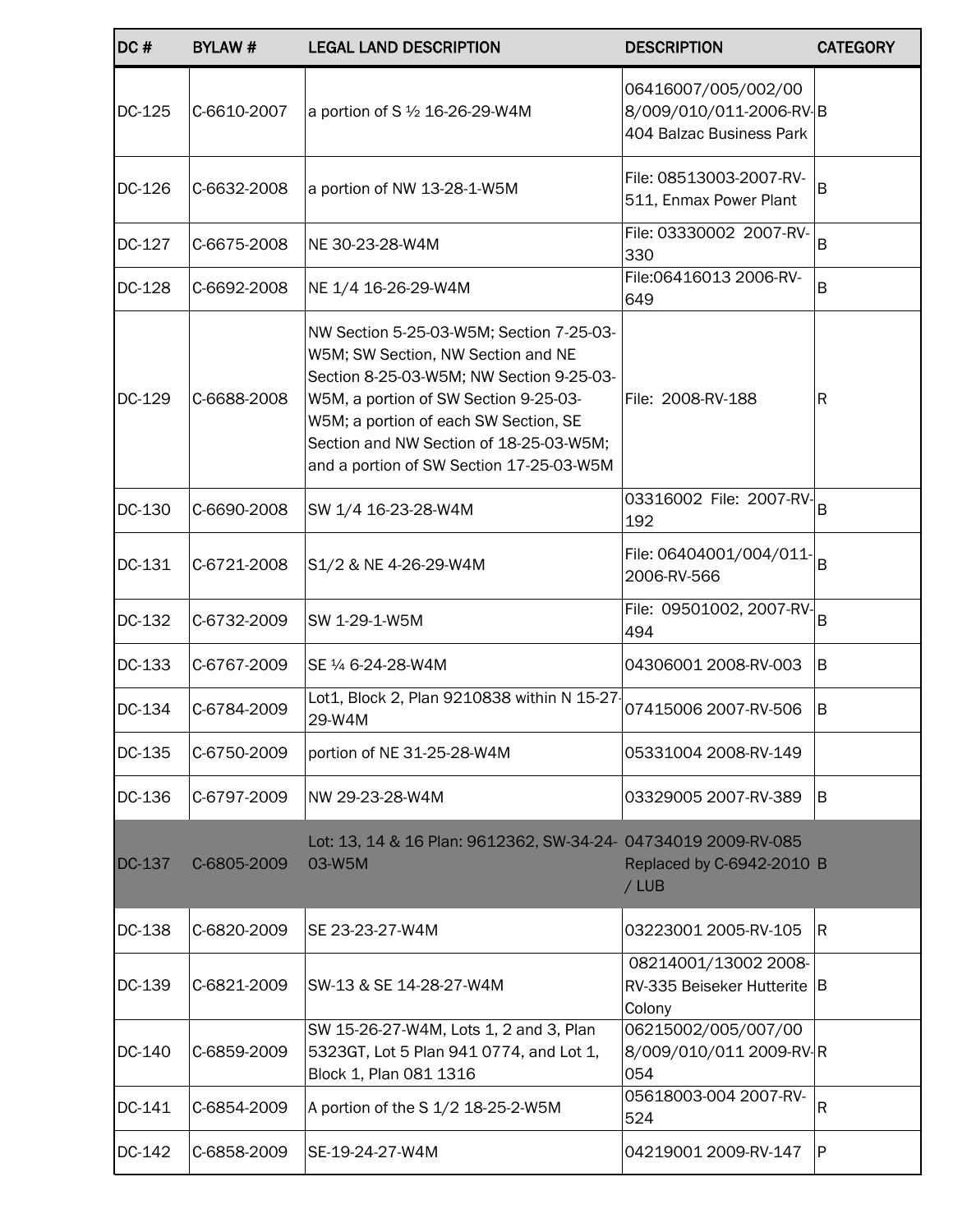| DC # | BYLAW # | LEGAL LAND DESCRIPTION | DESCRIPTION | CATEGORY |
|---|---|---|---|---|
| DC-125 | C-6610-2007 | a portion of S ½ 16-26-29-W4M | 06416007/005/002/008/009/010/011-2006-RV-404 Balzac Business Park | B |
| DC-126 | C-6632-2008 | a portion of NW 13-28-1-W5M | File: 08513003-2007-RV-511, Enmax Power Plant | B |
| DC-127 | C-6675-2008 | NE 30-23-28-W4M | File: 03330002 2007-RV-330 | B |
| DC-128 | C-6692-2008 | NE 1/4 16-26-29-W4M | File:06416013 2006-RV-649 | B |
| DC-129 | C-6688-2008 | NW Section 5-25-03-W5M; Section 7-25-03-W5M; SW Section, NW Section and NE Section 8-25-03-W5M; NW Section 9-25-03-W5M, a portion of SW Section 9-25-03-W5M; a portion of each SW Section, SE Section and NW Section of 18-25-03-W5M; and a portion of SW Section 17-25-03-W5M | File: 2008-RV-188 | R |
| DC-130 | C-6690-2008 | SW 1/4 16-23-28-W4M | 03316002 File: 2007-RV-192 | B |
| DC-131 | C-6721-2008 | S1/2 & NE 4-26-29-W4M | File: 06404001/004/011-2006-RV-566 | B |
| DC-132 | C-6732-2009 | SW 1-29-1-W5M | File: 09501002, 2007-RV-494 | B |
| DC-133 | C-6767-2009 | SE ¼ 6-24-28-W4M | 04306001 2008-RV-003 | B |
| DC-134 | C-6784-2009 | Lot1, Block 2, Plan 9210838 within N 15-27-29-W4M | 07415006 2007-RV-506 | B |
| DC-135 | C-6750-2009 | portion of NE 31-25-28-W4M | 05331004 2008-RV-149 | |
| DC-136 | C-6797-2009 | NW 29-23-28-W4M | 03329005 2007-RV-389 | B |
| DC-137 | C-6805-2009 | Lot: 13, 14 & 16 Plan: 9612362, SW-34-24-03-W5M | 04734019 2009-RV-085 Replaced by C-6942-2010 / LUB | B |
| DC-138 | C-6820-2009 | SE 23-23-27-W4M | 03223001 2005-RV-105 | R |
| DC-139 | C-6821-2009 | SW-13 & SE 14-28-27-W4M | 08214001/13002 2008-RV-335 Beiseker Hutterite Colony | B |
| DC-140 | C-6859-2009 | SW 15-26-27-W4M, Lots 1, 2 and 3, Plan 5323GT, Lot 5 Plan 941 0774, and Lot 1, Block 1, Plan 081 1316 | 06215002/005/007/008/009/010/011 2009-RV-054 | R |
| DC-141 | C-6854-2009 | A portion of the S 1/2 18-25-2-W5M | 05618003-004 2007-RV-524 | R |
| DC-142 | C-6858-2009 | SE-19-24-27-W4M | 04219001 2009-RV-147 | P |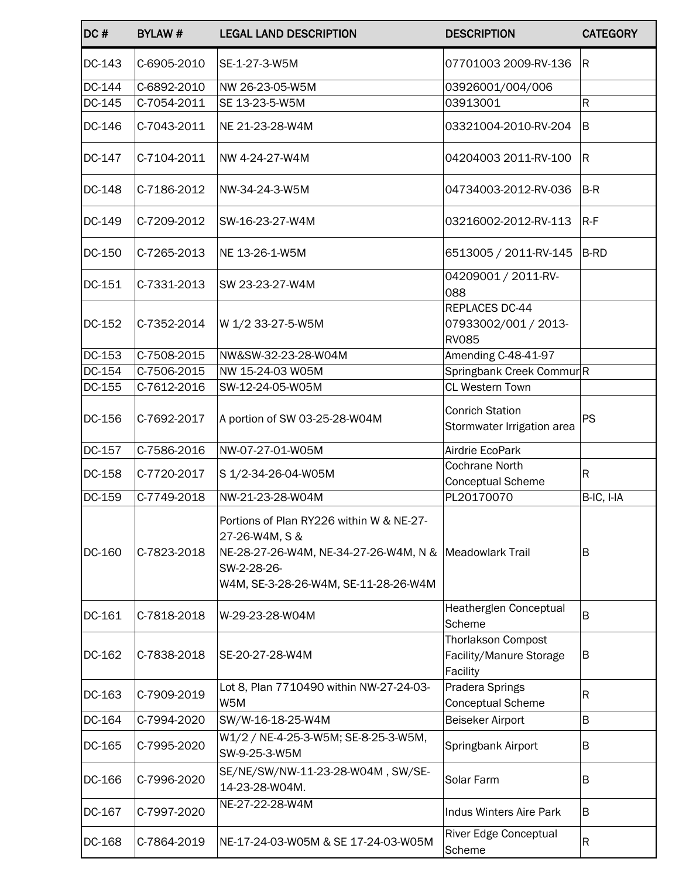| DC # | BYLAW # | LEGAL LAND DESCRIPTION | DESCRIPTION | CATEGORY |
|---|---|---|---|---|
| DC-143 | C-6905-2010 | SE-1-27-3-W5M | 07701003 2009-RV-136 | R |
| DC-144 | C-6892-2010 | NW 26-23-05-W5M | 03926001/004/006 | |
| DC-145 | C-7054-2011 | SE 13-23-5-W5M | 03913001 | R |
| DC-146 | C-7043-2011 | NE 21-23-28-W4M | 03321004-2010-RV-204 | B |
| DC-147 | C-7104-2011 | NW 4-24-27-W4M | 04204003 2011-RV-100 | R |
| DC-148 | C-7186-2012 | NW-34-24-3-W5M | 04734003-2012-RV-036 | B-R |
| DC-149 | C-7209-2012 | SW-16-23-27-W4M | 03216002-2012-RV-113 | R-F |
| DC-150 | C-7265-2013 | NE 13-26-1-W5M | 6513005 / 2011-RV-145 | B-RD |
| DC-151 | C-7331-2013 | SW 23-23-27-W4M | 04209001 / 2011-RV-088 | |
| DC-152 | C-7352-2014 | W 1/2 33-27-5-W5M | REPLACES DC-44 07933002/001 / 2013-RV085 | |
| DC-153 | C-7508-2015 | NW&SW-32-23-28-W04M | Amending C-48-41-97 | |
| DC-154 | C-7506-2015 | NW 15-24-03 W05M | Springbank Creek Commur | R |
| DC-155 | C-7612-2016 | SW-12-24-05-W05M | CL Western Town | |
| DC-156 | C-7692-2017 | A portion of SW 03-25-28-W04M | Conrich Station Stormwater Irrigation area | PS |
| DC-157 | C-7586-2016 | NW-07-27-01-W05M | Airdrie EcoPark | |
| DC-158 | C-7720-2017 | S 1/2-34-26-04-W05M | Cochrane North Conceptual Scheme | R |
| DC-159 | C-7749-2018 | NW-21-23-28-W04M | PL20170070 | B-IC, I-IA |
| DC-160 | C-7823-2018 | Portions of Plan RY226 within W & NE-27-27-26-W4M, S & NE-28-27-26-W4M, NE-34-27-26-W4M, N & SW-2-28-26-W4M, SE-3-28-26-W4M, SE-11-28-26-W4M | Meadowlark Trail | B |
| DC-161 | C-7818-2018 | W-29-23-28-W04M | Heatherglen Conceptual Scheme | B |
| DC-162 | C-7838-2018 | SE-20-27-28-W4M | Thorlakson Compost Facility/Manure Storage Facility | B |
| DC-163 | C-7909-2019 | Lot 8, Plan 7710490 within NW-27-24-03-W5M | Pradera Springs Conceptual Scheme | R |
| DC-164 | C-7994-2020 | SW/W-16-18-25-W4M | Beiseker Airport | B |
| DC-165 | C-7995-2020 | W1/2 / NE-4-25-3-W5M; SE-8-25-3-W5M, SW-9-25-3-W5M | Springbank Airport | B |
| DC-166 | C-7996-2020 | SE/NE/SW/NW-11-23-28-W04M , SW/SE-14-23-28-W04M. | Solar Farm | B |
| DC-167 | C-7997-2020 | NE-27-22-28-W4M | Indus Winters Aire Park | B |
| DC-168 | C-7864-2019 | NE-17-24-03-W05M & SE 17-24-03-W05M | River Edge Conceptual Scheme | R |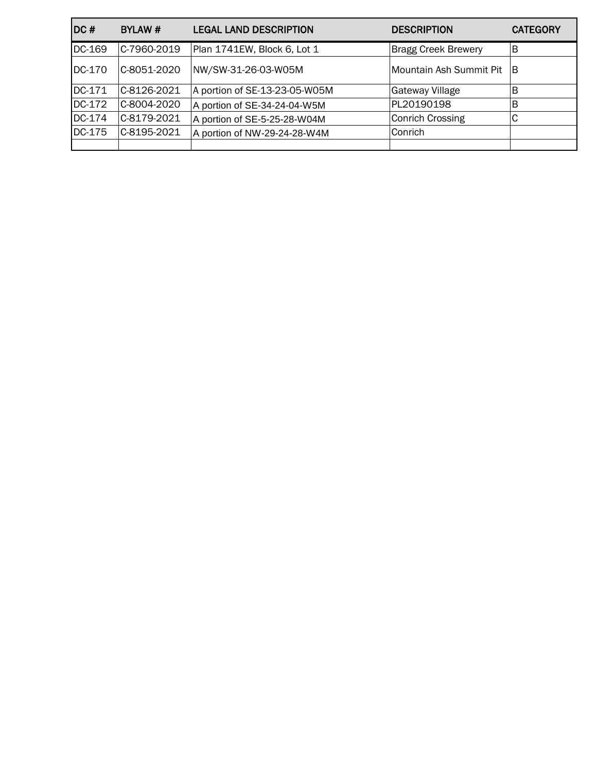| DC # | BYLAW # | LEGAL LAND DESCRIPTION | DESCRIPTION | CATEGORY |
| --- | --- | --- | --- | --- |
| DC-169 | C-7960-2019 | Plan 1741EW, Block 6, Lot 1 | Bragg Creek Brewery | B |
| DC-170 | C-8051-2020 | NW/SW-31-26-03-W05M | Mountain Ash Summit Pit | B |
| DC-171 | C-8126-2021 | A portion of SE-13-23-05-W05M | Gateway Village | B |
| DC-172 | C-8004-2020 | A portion of SE-34-24-04-W5M | PL20190198 | B |
| DC-174 | C-8179-2021 | A portion of SE-5-25-28-W04M | Conrich Crossing | C |
| DC-175 | C-8195-2021 | A portion of NW-29-24-28-W4M | Conrich | |
| | | | | |